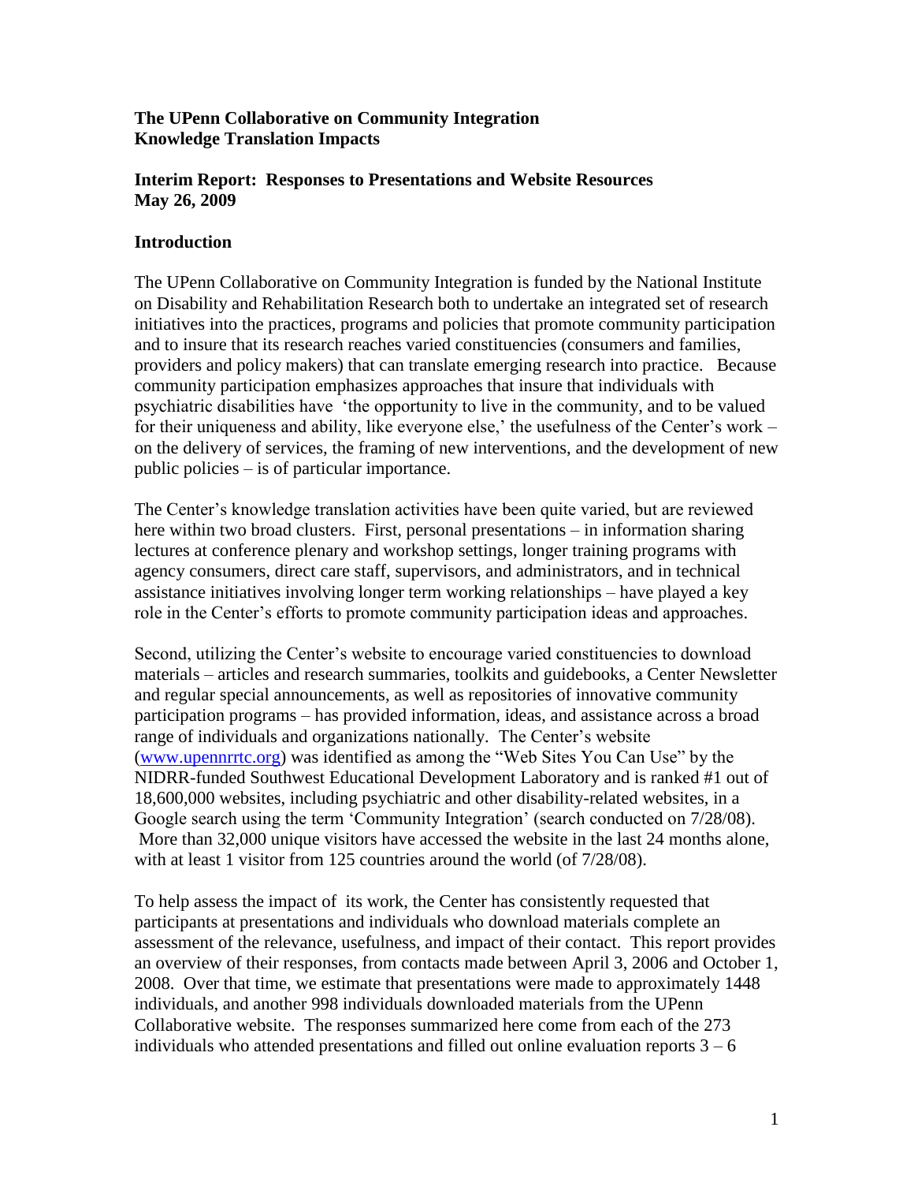**The UPenn Collaborative on Community Integration**
**Knowledge Translation Impacts**

**Interim Report: Responses to Presentations and Website Resources**
**May 26, 2009**

## Introduction

The UPenn Collaborative on Community Integration is funded by the National Institute on Disability and Rehabilitation Research both to undertake an integrated set of research initiatives into the practices, programs and policies that promote community participation and to insure that its research reaches varied constituencies (consumers and families, providers and policy makers) that can translate emerging research into practice. Because community participation emphasizes approaches that insure that individuals with psychiatric disabilities have 'the opportunity to live in the community, and to be valued for their uniqueness and ability, like everyone else,' the usefulness of the Center's work – on the delivery of services, the framing of new interventions, and the development of new public policies – is of particular importance.

The Center's knowledge translation activities have been quite varied, but are reviewed here within two broad clusters. First, personal presentations – in information sharing lectures at conference plenary and workshop settings, longer training programs with agency consumers, direct care staff, supervisors, and administrators, and in technical assistance initiatives involving longer term working relationships – have played a key role in the Center's efforts to promote community participation ideas and approaches.

Second, utilizing the Center's website to encourage varied constituencies to download materials – articles and research summaries, toolkits and guidebooks, a Center Newsletter and regular special announcements, as well as repositories of innovative community participation programs – has provided information, ideas, and assistance across a broad range of individuals and organizations nationally. The Center's website (www.upennrrtc.org) was identified as among the "Web Sites You Can Use" by the NIDRR-funded Southwest Educational Development Laboratory and is ranked #1 out of 18,600,000 websites, including psychiatric and other disability-related websites, in a Google search using the term 'Community Integration' (search conducted on 7/28/08). More than 32,000 unique visitors have accessed the website in the last 24 months alone, with at least 1 visitor from 125 countries around the world (of 7/28/08).

To help assess the impact of its work, the Center has consistently requested that participants at presentations and individuals who download materials complete an assessment of the relevance, usefulness, and impact of their contact. This report provides an overview of their responses, from contacts made between April 3, 2006 and October 1, 2008. Over that time, we estimate that presentations were made to approximately 1448 individuals, and another 998 individuals downloaded materials from the UPenn Collaborative website. The responses summarized here come from each of the 273 individuals who attended presentations and filled out online evaluation reports 3 – 6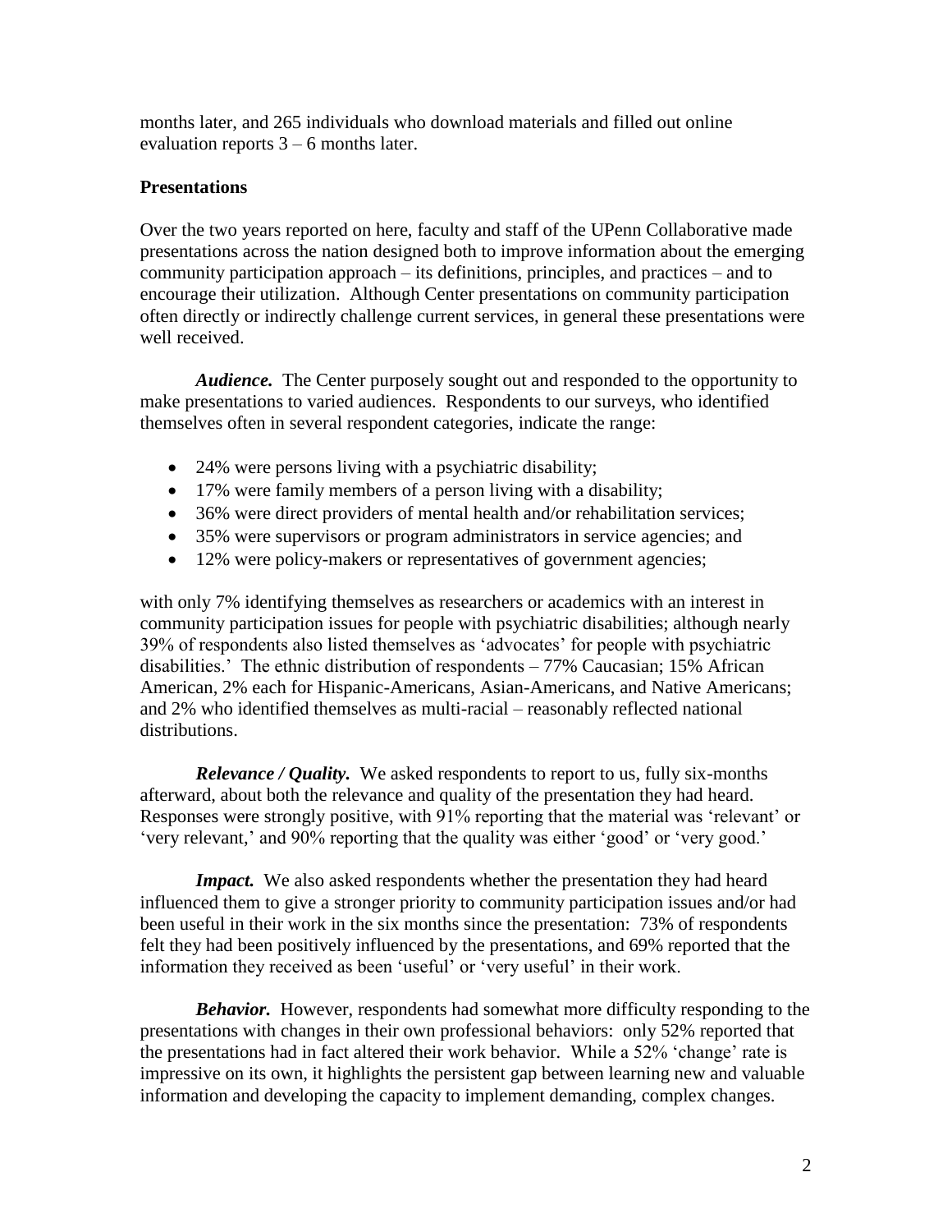months later, and 265 individuals who download materials and filled out online evaluation reports 3 – 6 months later.

## Presentations

Over the two years reported on here, faculty and staff of the UPenn Collaborative made presentations across the nation designed both to improve information about the emerging community participation approach – its definitions, principles, and practices – and to encourage their utilization. Although Center presentations on community participation often directly or indirectly challenge current services, in general these presentations were well received.

***Audience.*** The Center purposely sought out and responded to the opportunity to make presentations to varied audiences. Respondents to our surveys, who identified themselves often in several respondent categories, indicate the range:

- 24% were persons living with a psychiatric disability;
- 17% were family members of a person living with a disability;
- 36% were direct providers of mental health and/or rehabilitation services;
- 35% were supervisors or program administrators in service agencies; and
- 12% were policy-makers or representatives of government agencies;

with only 7% identifying themselves as researchers or academics with an interest in community participation issues for people with psychiatric disabilities; although nearly 39% of respondents also listed themselves as 'advocates' for people with psychiatric disabilities.' The ethnic distribution of respondents – 77% Caucasian; 15% African American, 2% each for Hispanic-Americans, Asian-Americans, and Native Americans; and 2% who identified themselves as multi-racial – reasonably reflected national distributions.

***Relevance / Quality.*** We asked respondents to report to us, fully six-months afterward, about both the relevance and quality of the presentation they had heard. Responses were strongly positive, with 91% reporting that the material was 'relevant' or 'very relevant,' and 90% reporting that the quality was either 'good' or 'very good.'

***Impact.*** We also asked respondents whether the presentation they had heard influenced them to give a stronger priority to community participation issues and/or had been useful in their work in the six months since the presentation: 73% of respondents felt they had been positively influenced by the presentations, and 69% reported that the information they received as been 'useful' or 'very useful' in their work.

***Behavior.*** However, respondents had somewhat more difficulty responding to the presentations with changes in their own professional behaviors: only 52% reported that the presentations had in fact altered their work behavior. While a 52% 'change' rate is impressive on its own, it highlights the persistent gap between learning new and valuable information and developing the capacity to implement demanding, complex changes.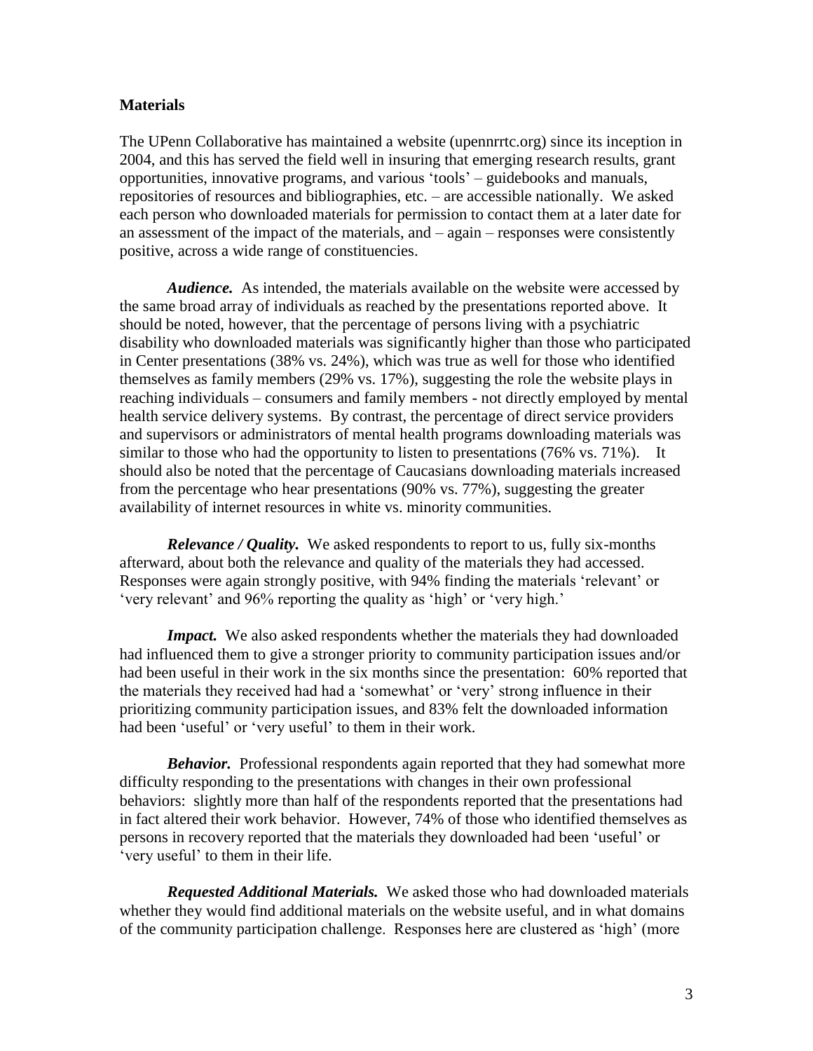## Materials

The UPenn Collaborative has maintained a website (upennrrtc.org) since its inception in 2004, and this has served the field well in insuring that emerging research results, grant opportunities, innovative programs, and various 'tools' – guidebooks and manuals, repositories of resources and bibliographies, etc. – are accessible nationally. We asked each person who downloaded materials for permission to contact them at a later date for an assessment of the impact of the materials, and – again – responses were consistently positive, across a wide range of constituencies.

***Audience.*** As intended, the materials available on the website were accessed by the same broad array of individuals as reached by the presentations reported above. It should be noted, however, that the percentage of persons living with a psychiatric disability who downloaded materials was significantly higher than those who participated in Center presentations (38% vs. 24%), which was true as well for those who identified themselves as family members (29% vs. 17%), suggesting the role the website plays in reaching individuals – consumers and family members - not directly employed by mental health service delivery systems. By contrast, the percentage of direct service providers and supervisors or administrators of mental health programs downloading materials was similar to those who had the opportunity to listen to presentations (76% vs. 71%). It should also be noted that the percentage of Caucasians downloading materials increased from the percentage who hear presentations (90% vs. 77%), suggesting the greater availability of internet resources in white vs. minority communities.

***Relevance / Quality.*** We asked respondents to report to us, fully six-months afterward, about both the relevance and quality of the materials they had accessed. Responses were again strongly positive, with 94% finding the materials 'relevant' or 'very relevant' and 96% reporting the quality as 'high' or 'very high.'

***Impact.*** We also asked respondents whether the materials they had downloaded had influenced them to give a stronger priority to community participation issues and/or had been useful in their work in the six months since the presentation: 60% reported that the materials they received had had a 'somewhat' or 'very' strong influence in their prioritizing community participation issues, and 83% felt the downloaded information had been 'useful' or 'very useful' to them in their work.

***Behavior.*** Professional respondents again reported that they had somewhat more difficulty responding to the presentations with changes in their own professional behaviors: slightly more than half of the respondents reported that the presentations had in fact altered their work behavior. However, 74% of those who identified themselves as persons in recovery reported that the materials they downloaded had been 'useful' or 'very useful' to them in their life.

***Requested Additional Materials.*** We asked those who had downloaded materials whether they would find additional materials on the website useful, and in what domains of the community participation challenge. Responses here are clustered as 'high' (more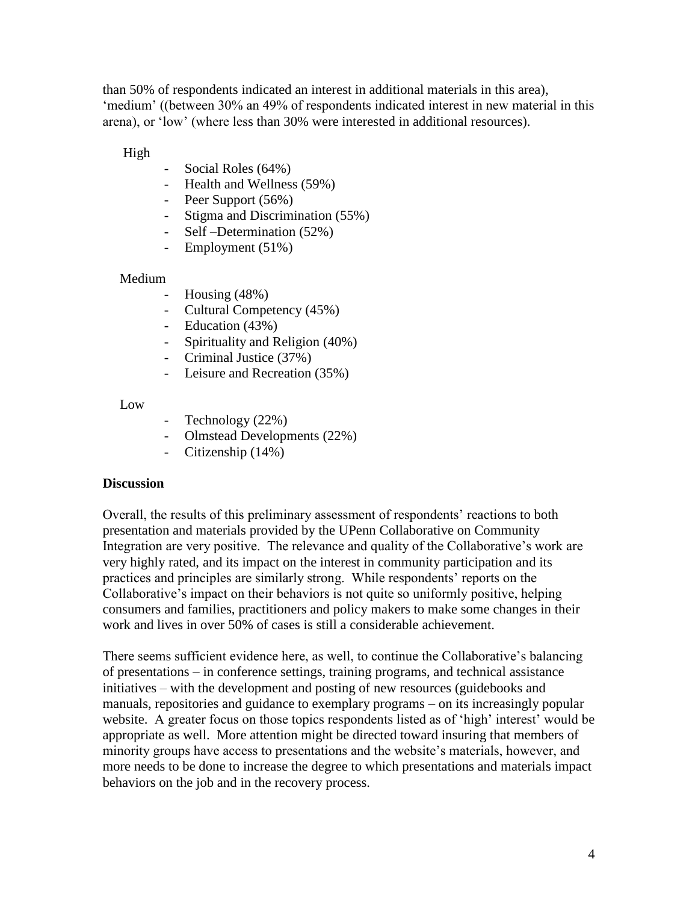than 50% of respondents indicated an interest in additional materials in this area), 'medium' ((between 30% an 49% of respondents indicated interest in new material in this arena), or 'low' (where less than 30% were interested in additional resources).

High

- Social Roles (64%)
- Health and Wellness (59%)
- Peer Support (56%)
- Stigma and Discrimination (55%)
- Self –Determination (52%)
- Employment (51%)

Medium

- Housing (48%)
- Cultural Competency (45%)
- Education (43%)
- Spirituality and Religion (40%)
- Criminal Justice (37%)
- Leisure and Recreation (35%)

Low

- Technology (22%)
- Olmstead Developments (22%)
- Citizenship (14%)

**Discussion**

Overall, the results of this preliminary assessment of respondents' reactions to both presentation and materials provided by the UPenn Collaborative on Community Integration are very positive. The relevance and quality of the Collaborative's work are very highly rated, and its impact on the interest in community participation and its practices and principles are similarly strong. While respondents' reports on the Collaborative's impact on their behaviors is not quite so uniformly positive, helping consumers and families, practitioners and policy makers to make some changes in their work and lives in over 50% of cases is still a considerable achievement.

There seems sufficient evidence here, as well, to continue the Collaborative's balancing of presentations – in conference settings, training programs, and technical assistance initiatives – with the development and posting of new resources (guidebooks and manuals, repositories and guidance to exemplary programs – on its increasingly popular website. A greater focus on those topics respondents listed as of 'high' interest' would be appropriate as well. More attention might be directed toward insuring that members of minority groups have access to presentations and the website's materials, however, and more needs to be done to increase the degree to which presentations and materials impact behaviors on the job and in the recovery process.